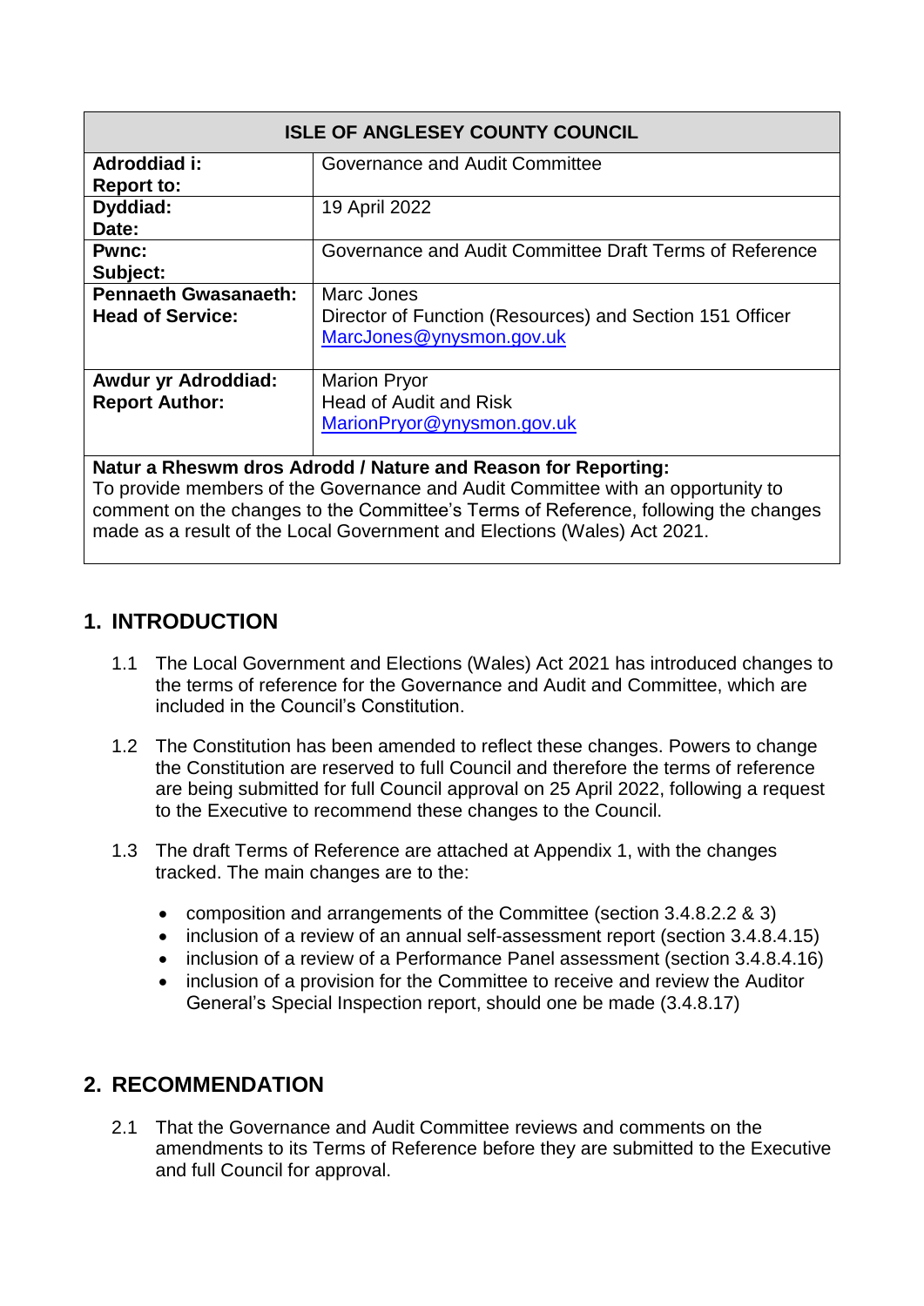| ISLE OF ANGLESEY COUNTY COUNCIL | |
|---|---|
| **Adroddiad i:**<br>**Report to:** | Governance and Audit Committee |
| **Dyddiad:**<br>**Date:** | 19 April 2022 |
| **Pwnc:**<br>**Subject:** | Governance and Audit Committee Draft Terms of Reference |
| **Pennaeth Gwasanaeth:**<br>**Head of Service:** | Marc Jones<br>Director of Function (Resources) and Section 151 Officer<br>MarcJones@ynysmon.gov.uk |
| **Awdur yr Adroddiad:**<br>**Report Author:** | Marion Pryor<br>Head of Audit and Risk<br>MarionPryor@ynysmon.gov.uk |
| **Natur a Rheswm dros Adrodd / Nature and Reason for Reporting:**<br>To provide members of the Governance and Audit Committee with an opportunity to comment on the changes to the Committee's Terms of Reference, following the changes made as a result of the Local Government and Elections (Wales) Act 2021. | |

## 1. INTRODUCTION

1.1 The Local Government and Elections (Wales) Act 2021 has introduced changes to the terms of reference for the Governance and Audit and Committee, which are included in the Council's Constitution.

1.2 The Constitution has been amended to reflect these changes. Powers to change the Constitution are reserved to full Council and therefore the terms of reference are being submitted for full Council approval on 25 April 2022, following a request to the Executive to recommend these changes to the Council.

1.3 The draft Terms of Reference are attached at Appendix 1, with the changes tracked. The main changes are to the:

- composition and arrangements of the Committee (section 3.4.8.2.2 & 3)
- inclusion of a review of an annual self-assessment report (section 3.4.8.4.15)
- inclusion of a review of a Performance Panel assessment (section 3.4.8.4.16)
- inclusion of a provision for the Committee to receive and review the Auditor General's Special Inspection report, should one be made (3.4.8.17)

## 2. RECOMMENDATION

2.1 That the Governance and Audit Committee reviews and comments on the amendments to its Terms of Reference before they are submitted to the Executive and full Council for approval.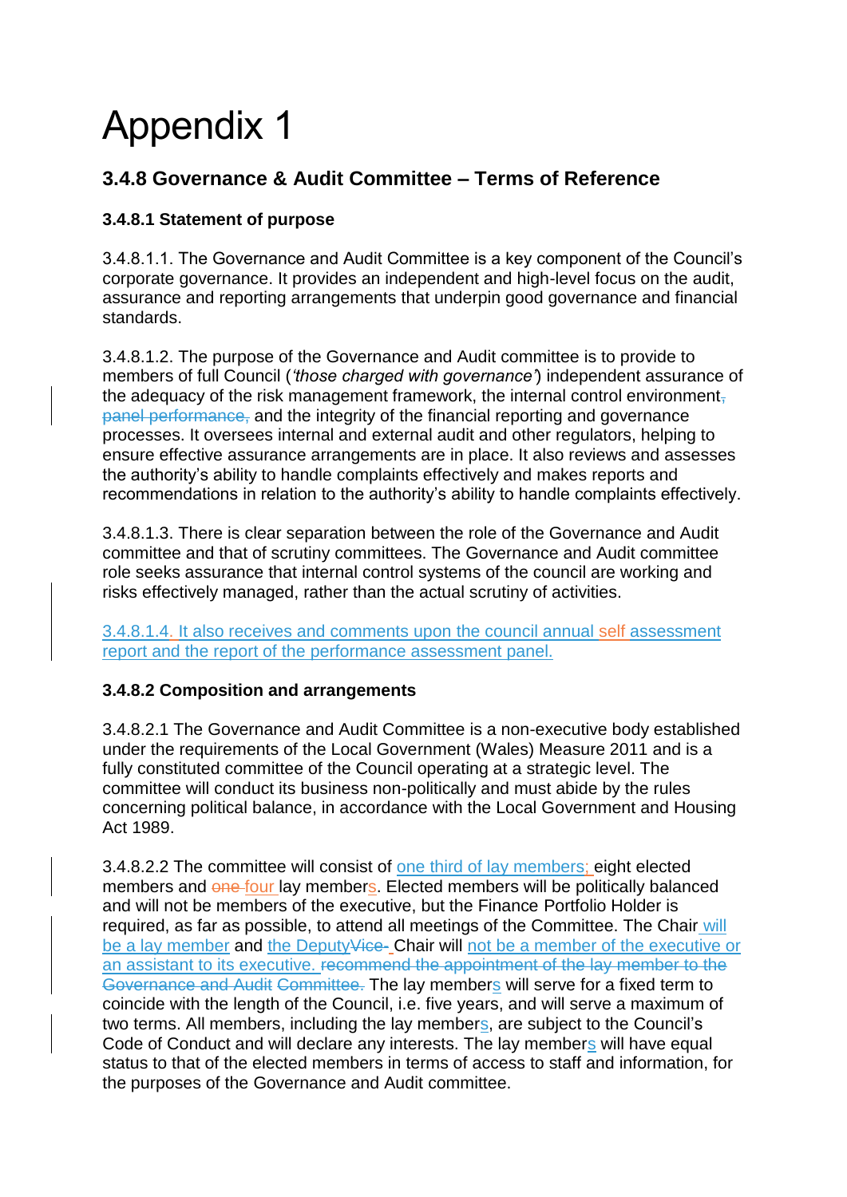# Appendix 1

## 3.4.8 Governance & Audit Committee – Terms of Reference

### 3.4.8.1 Statement of purpose

3.4.8.1.1. The Governance and Audit Committee is a key component of the Council's corporate governance. It provides an independent and high-level focus on the audit, assurance and reporting arrangements that underpin good governance and financial standards.

3.4.8.1.2. The purpose of the Governance and Audit committee is to provide to members of full Council (*'those charged with governance'*) independent assurance of the adequacy of the risk management framework, the internal control environment~~,~~ ~~panel performance,~~ and the integrity of the financial reporting and governance processes. It oversees internal and external audit and other regulators, helping to ensure effective assurance arrangements are in place. It also reviews and assesses the authority's ability to handle complaints effectively and makes reports and recommendations in relation to the authority's ability to handle complaints effectively.

3.4.8.1.3. There is clear separation between the role of the Governance and Audit committee and that of scrutiny committees. The Governance and Audit committee role seeks assurance that internal control systems of the council are working and risks effectively managed, rather than the actual scrutiny of activities.

3.4.8.1.4. It also receives and comments upon the council annual self assessment report and the report of the performance assessment panel.

### 3.4.8.2 Composition and arrangements

3.4.8.2.1 The Governance and Audit Committee is a non-executive body established under the requirements of the Local Government (Wales) Measure 2011 and is a fully constituted committee of the Council operating at a strategic level. The committee will conduct its business non-politically and must abide by the rules concerning political balance, in accordance with the Local Government and Housing Act 1989.

3.4.8.2.2 The committee will consist of one third of lay members; eight elected members and ~~one~~ four lay members. Elected members will be politically balanced and will not be members of the executive, but the Finance Portfolio Holder is required, as far as possible, to attend all meetings of the Committee. The Chair will be a lay member and the Deputy~~Vice-~~ Chair will not be a member of the executive or an assistant to its executive. ~~recommend the appointment of the lay member to the Governance and Audit Committee.~~ The lay members will serve for a fixed term to coincide with the length of the Council, i.e. five years, and will serve a maximum of two terms. All members, including the lay members, are subject to the Council's Code of Conduct and will declare any interests. The lay members will have equal status to that of the elected members in terms of access to staff and information, for the purposes of the Governance and Audit committee.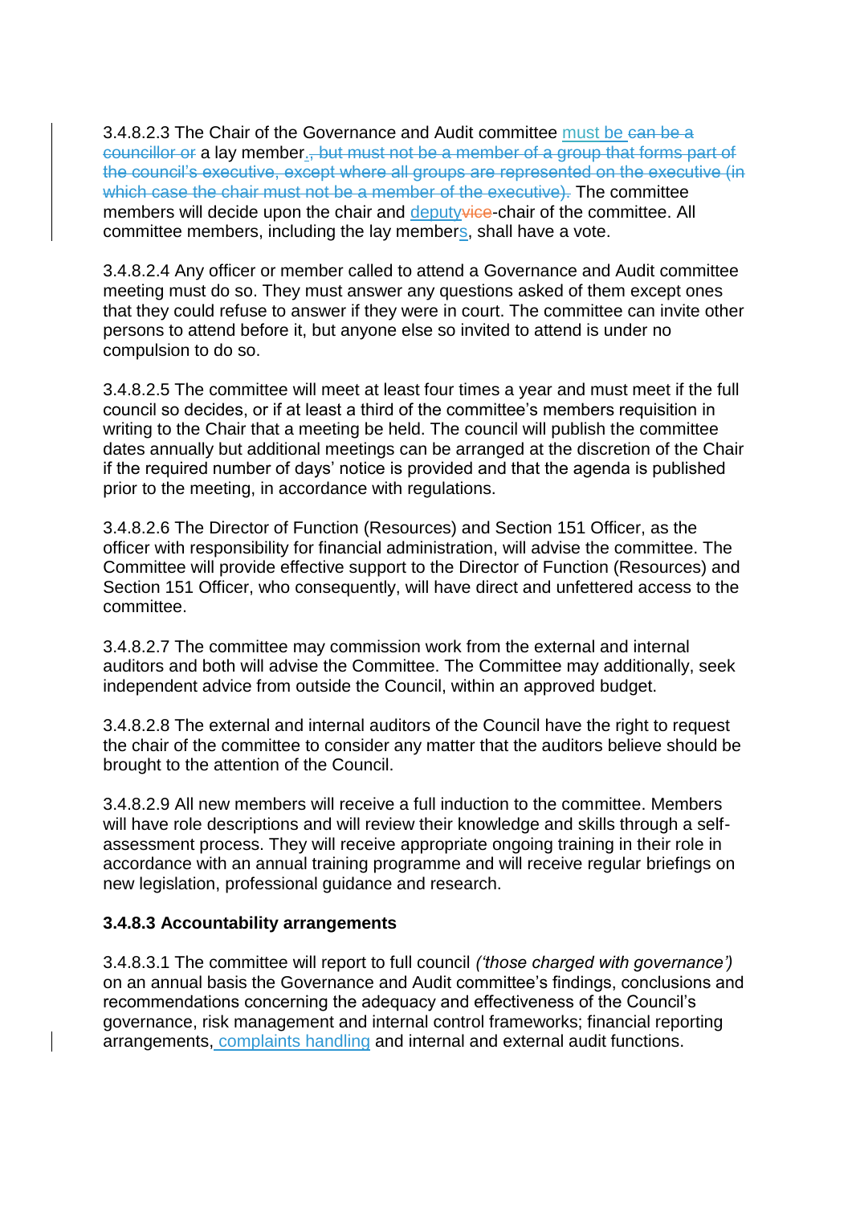3.4.8.2.3 The Chair of the Governance and Audit committee must be ~~can be a councillor or~~ a lay member.~~, but must not be a member of a group that forms part of the council's executive, except where all groups are represented on the executive (in which case the chair must not be a member of the executive).~~ The committee members will decide upon the chair and deputy~~vice~~-chair of the committee. All committee members, including the lay members, shall have a vote.

3.4.8.2.4 Any officer or member called to attend a Governance and Audit committee meeting must do so. They must answer any questions asked of them except ones that they could refuse to answer if they were in court. The committee can invite other persons to attend before it, but anyone else so invited to attend is under no compulsion to do so.

3.4.8.2.5 The committee will meet at least four times a year and must meet if the full council so decides, or if at least a third of the committee's members requisition in writing to the Chair that a meeting be held. The council will publish the committee dates annually but additional meetings can be arranged at the discretion of the Chair if the required number of days' notice is provided and that the agenda is published prior to the meeting, in accordance with regulations.

3.4.8.2.6 The Director of Function (Resources) and Section 151 Officer, as the officer with responsibility for financial administration, will advise the committee. The Committee will provide effective support to the Director of Function (Resources) and Section 151 Officer, who consequently, will have direct and unfettered access to the committee.

3.4.8.2.7 The committee may commission work from the external and internal auditors and both will advise the Committee. The Committee may additionally, seek independent advice from outside the Council, within an approved budget.

3.4.8.2.8 The external and internal auditors of the Council have the right to request the chair of the committee to consider any matter that the auditors believe should be brought to the attention of the Council.

3.4.8.2.9 All new members will receive a full induction to the committee. Members will have role descriptions and will review their knowledge and skills through a self-assessment process. They will receive appropriate ongoing training in their role in accordance with an annual training programme and will receive regular briefings on new legislation, professional guidance and research.

**3.4.8.3 Accountability arrangements**

3.4.8.3.1 The committee will report to full council *('those charged with governance')* on an annual basis the Governance and Audit committee's findings, conclusions and recommendations concerning the adequacy and effectiveness of the Council's governance, risk management and internal control frameworks; financial reporting arrangements, complaints handling and internal and external audit functions.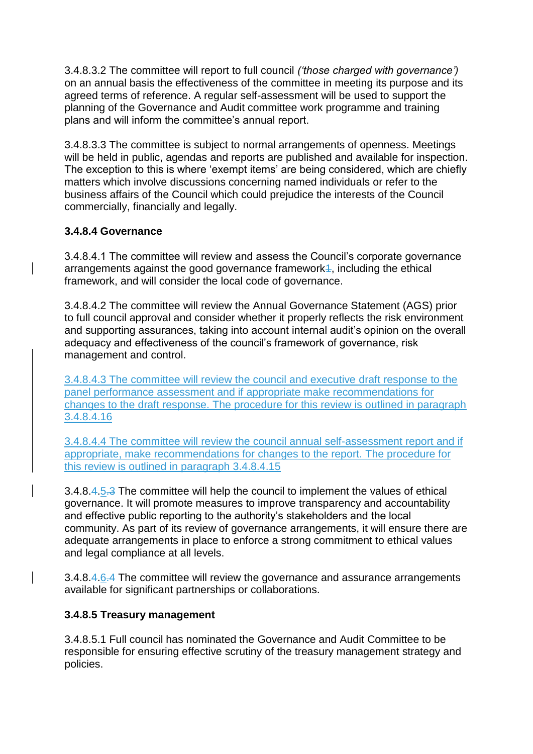3.4.8.3.2 The committee will report to full council *('those charged with governance')* on an annual basis the effectiveness of the committee in meeting its purpose and its agreed terms of reference. A regular self-assessment will be used to support the planning of the Governance and Audit committee work programme and training plans and will inform the committee's annual report.

3.4.8.3.3 The committee is subject to normal arrangements of openness. Meetings will be held in public, agendas and reports are published and available for inspection. The exception to this is where 'exempt items' are being considered, which are chiefly matters which involve discussions concerning named individuals or refer to the business affairs of the Council which could prejudice the interests of the Council commercially, financially and legally.

**3.4.8.4 Governance**

3.4.8.4.1 The committee will review and assess the Council's corporate governance arrangements against the good governance framework~~1~~, including the ethical framework, and will consider the local code of governance.

3.4.8.4.2 The committee will review the Annual Governance Statement (AGS) prior to full council approval and consider whether it properly reflects the risk environment and supporting assurances, taking into account internal audit's opinion on the overall adequacy and effectiveness of the council's framework of governance, risk management and control.

3.4.8.4.3 The committee will review the council and executive draft response to the panel performance assessment and if appropriate make recommendations for changes to the draft response. The procedure for this review is outlined in paragraph 3.4.8.4.16

3.4.8.4.4 The committee will review the council annual self-assessment report and if appropriate, make recommendations for changes to the report. The procedure for this review is outlined in paragraph 3.4.8.4.15

3.4.8.4.5~~.3~~ The committee will help the council to implement the values of ethical governance. It will promote measures to improve transparency and accountability and effective public reporting to the authority's stakeholders and the local community. As part of its review of governance arrangements, it will ensure there are adequate arrangements in place to enforce a strong commitment to ethical values and legal compliance at all levels.

3.4.8.4.6~~.4~~ The committee will review the governance and assurance arrangements available for significant partnerships or collaborations.

**3.4.8.5 Treasury management**

3.4.8.5.1 Full council has nominated the Governance and Audit Committee to be responsible for ensuring effective scrutiny of the treasury management strategy and policies.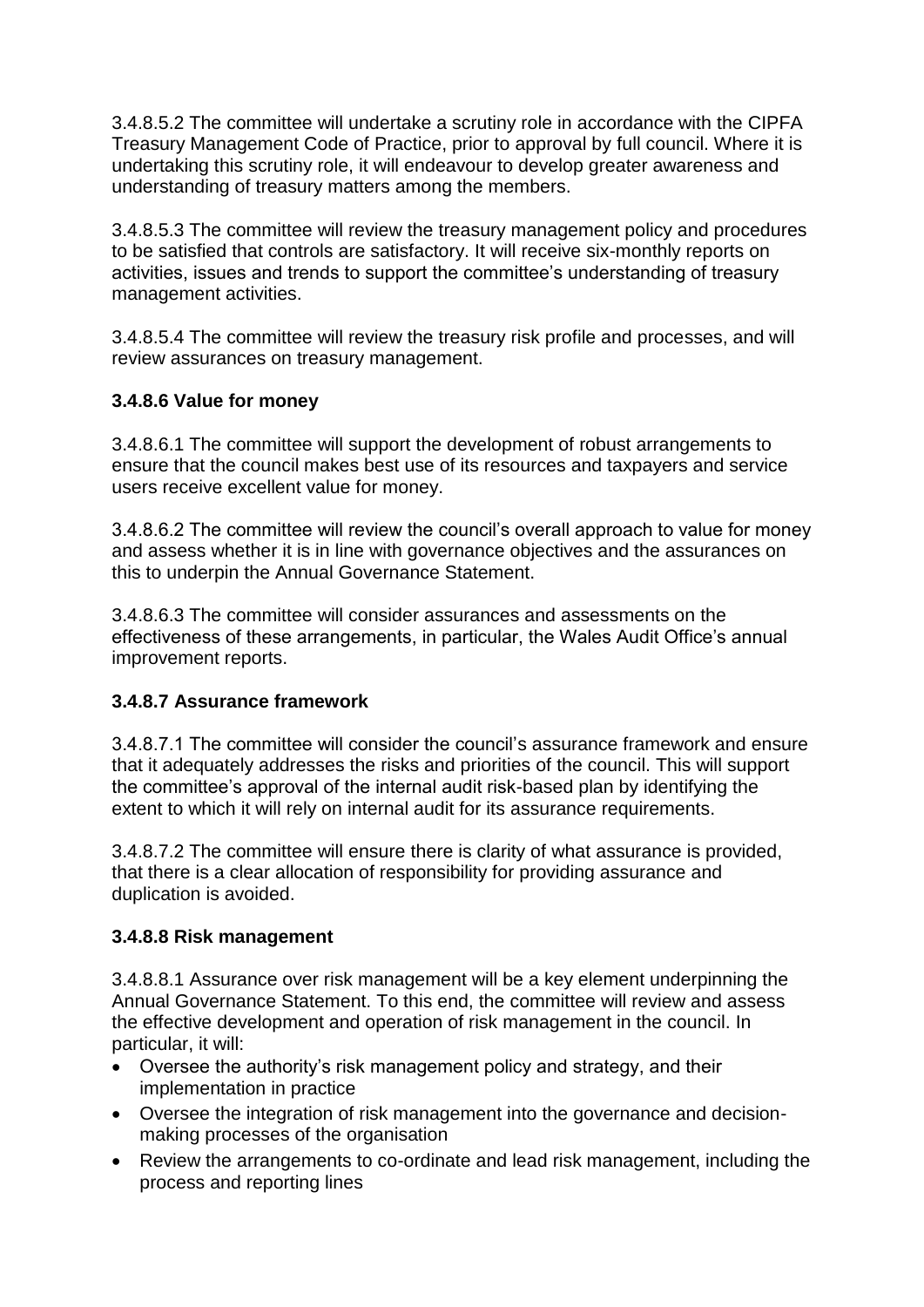3.4.8.5.2 The committee will undertake a scrutiny role in accordance with the CIPFA Treasury Management Code of Practice, prior to approval by full council. Where it is undertaking this scrutiny role, it will endeavour to develop greater awareness and understanding of treasury matters among the members.

3.4.8.5.3 The committee will review the treasury management policy and procedures to be satisfied that controls are satisfactory. It will receive six-monthly reports on activities, issues and trends to support the committee's understanding of treasury management activities.

3.4.8.5.4 The committee will review the treasury risk profile and processes, and will review assurances on treasury management.

### 3.4.8.6 Value for money

3.4.8.6.1 The committee will support the development of robust arrangements to ensure that the council makes best use of its resources and taxpayers and service users receive excellent value for money.

3.4.8.6.2 The committee will review the council's overall approach to value for money and assess whether it is in line with governance objectives and the assurances on this to underpin the Annual Governance Statement.

3.4.8.6.3 The committee will consider assurances and assessments on the effectiveness of these arrangements, in particular, the Wales Audit Office's annual improvement reports.

### 3.4.8.7 Assurance framework

3.4.8.7.1 The committee will consider the council's assurance framework and ensure that it adequately addresses the risks and priorities of the council. This will support the committee's approval of the internal audit risk-based plan by identifying the extent to which it will rely on internal audit for its assurance requirements.

3.4.8.7.2 The committee will ensure there is clarity of what assurance is provided, that there is a clear allocation of responsibility for providing assurance and duplication is avoided.

### 3.4.8.8 Risk management

3.4.8.8.1 Assurance over risk management will be a key element underpinning the Annual Governance Statement. To this end, the committee will review and assess the effective development and operation of risk management in the council. In particular, it will:

- Oversee the authority's risk management policy and strategy, and their implementation in practice
- Oversee the integration of risk management into the governance and decision-making processes of the organisation
- Review the arrangements to co-ordinate and lead risk management, including the process and reporting lines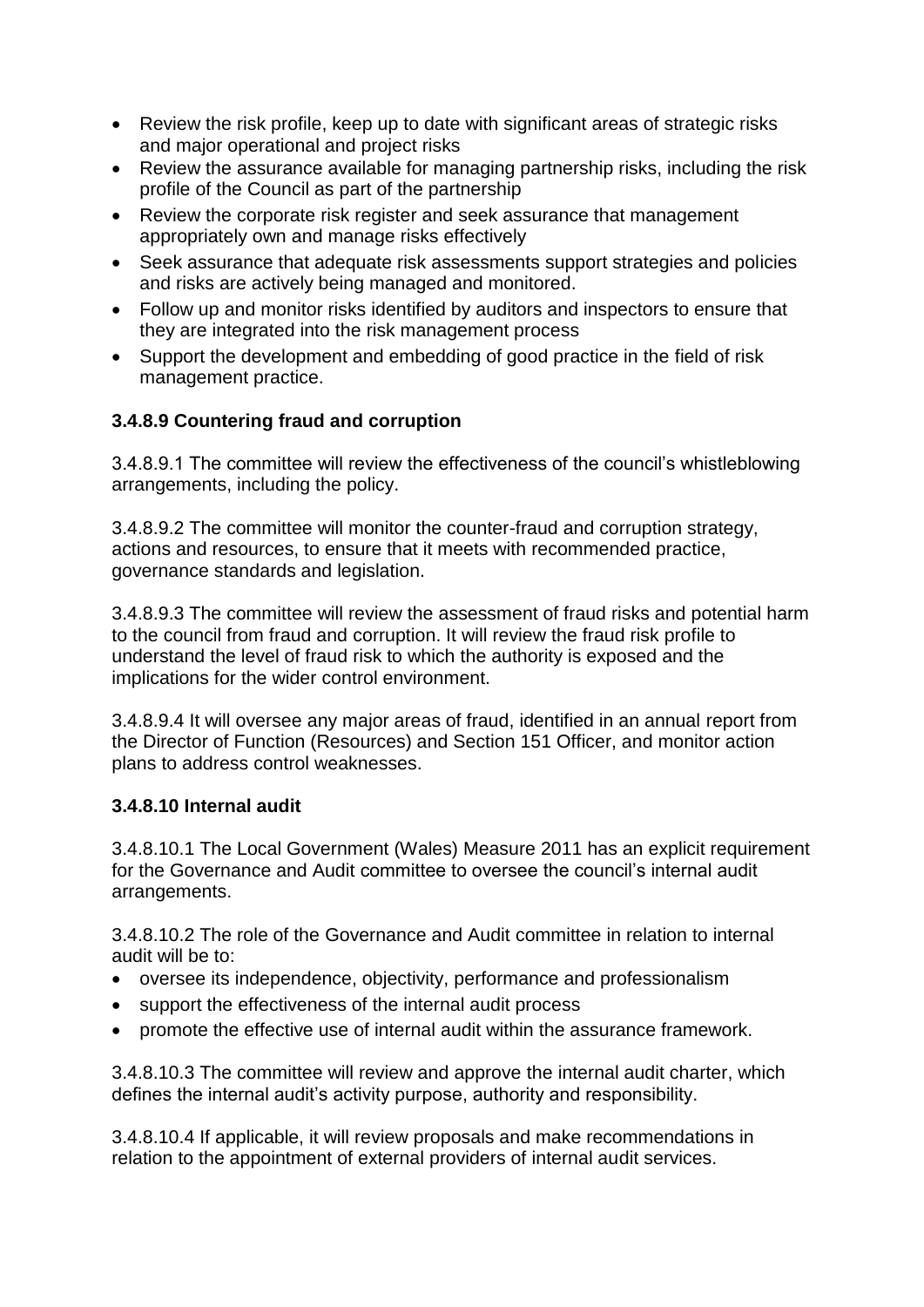- Review the risk profile, keep up to date with significant areas of strategic risks and major operational and project risks
- Review the assurance available for managing partnership risks, including the risk profile of the Council as part of the partnership
- Review the corporate risk register and seek assurance that management appropriately own and manage risks effectively
- Seek assurance that adequate risk assessments support strategies and policies and risks are actively being managed and monitored.
- Follow up and monitor risks identified by auditors and inspectors to ensure that they are integrated into the risk management process
- Support the development and embedding of good practice in the field of risk management practice.

### 3.4.8.9 Countering fraud and corruption

3.4.8.9.1 The committee will review the effectiveness of the council's whistleblowing arrangements, including the policy.

3.4.8.9.2 The committee will monitor the counter-fraud and corruption strategy, actions and resources, to ensure that it meets with recommended practice, governance standards and legislation.

3.4.8.9.3 The committee will review the assessment of fraud risks and potential harm to the council from fraud and corruption. It will review the fraud risk profile to understand the level of fraud risk to which the authority is exposed and the implications for the wider control environment.

3.4.8.9.4 It will oversee any major areas of fraud, identified in an annual report from the Director of Function (Resources) and Section 151 Officer, and monitor action plans to address control weaknesses.

### 3.4.8.10 Internal audit

3.4.8.10.1 The Local Government (Wales) Measure 2011 has an explicit requirement for the Governance and Audit committee to oversee the council's internal audit arrangements.

3.4.8.10.2 The role of the Governance and Audit committee in relation to internal audit will be to:

- oversee its independence, objectivity, performance and professionalism
- support the effectiveness of the internal audit process
- promote the effective use of internal audit within the assurance framework.

3.4.8.10.3 The committee will review and approve the internal audit charter, which defines the internal audit's activity purpose, authority and responsibility.

3.4.8.10.4 If applicable, it will review proposals and make recommendations in relation to the appointment of external providers of internal audit services.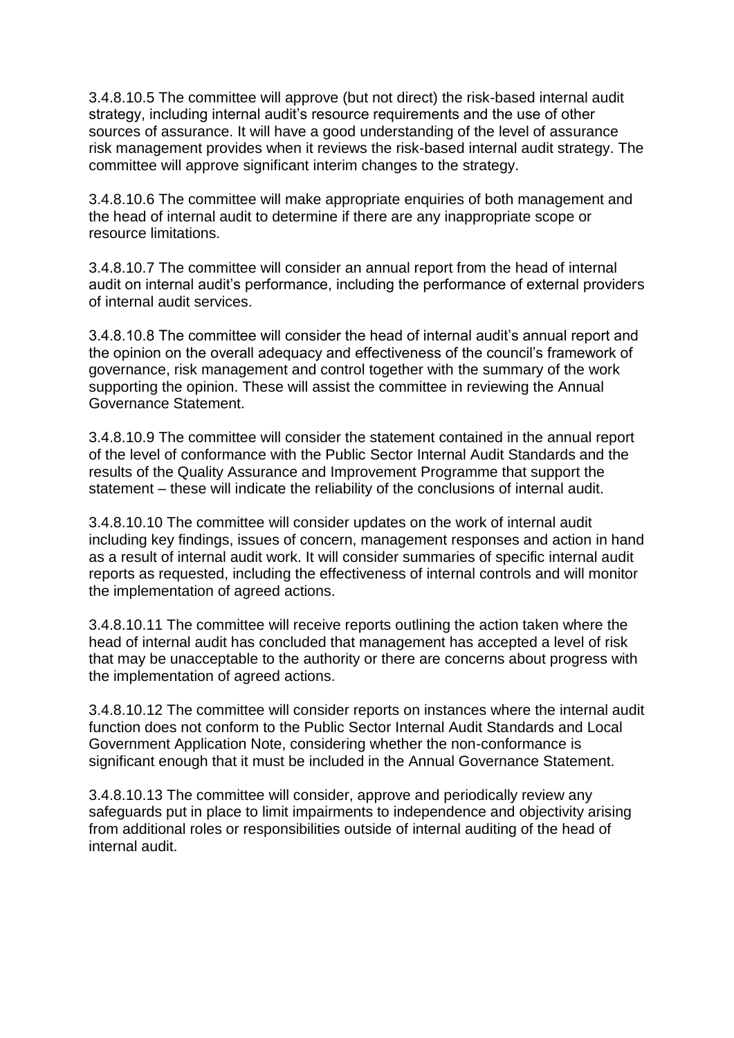3.4.8.10.5 The committee will approve (but not direct) the risk-based internal audit strategy, including internal audit's resource requirements and the use of other sources of assurance. It will have a good understanding of the level of assurance risk management provides when it reviews the risk-based internal audit strategy. The committee will approve significant interim changes to the strategy.

3.4.8.10.6 The committee will make appropriate enquiries of both management and the head of internal audit to determine if there are any inappropriate scope or resource limitations.

3.4.8.10.7 The committee will consider an annual report from the head of internal audit on internal audit's performance, including the performance of external providers of internal audit services.

3.4.8.10.8 The committee will consider the head of internal audit's annual report and the opinion on the overall adequacy and effectiveness of the council's framework of governance, risk management and control together with the summary of the work supporting the opinion. These will assist the committee in reviewing the Annual Governance Statement.

3.4.8.10.9 The committee will consider the statement contained in the annual report of the level of conformance with the Public Sector Internal Audit Standards and the results of the Quality Assurance and Improvement Programme that support the statement – these will indicate the reliability of the conclusions of internal audit.

3.4.8.10.10 The committee will consider updates on the work of internal audit including key findings, issues of concern, management responses and action in hand as a result of internal audit work. It will consider summaries of specific internal audit reports as requested, including the effectiveness of internal controls and will monitor the implementation of agreed actions.

3.4.8.10.11 The committee will receive reports outlining the action taken where the head of internal audit has concluded that management has accepted a level of risk that may be unacceptable to the authority or there are concerns about progress with the implementation of agreed actions.

3.4.8.10.12 The committee will consider reports on instances where the internal audit function does not conform to the Public Sector Internal Audit Standards and Local Government Application Note, considering whether the non-conformance is significant enough that it must be included in the Annual Governance Statement.

3.4.8.10.13 The committee will consider, approve and periodically review any safeguards put in place to limit impairments to independence and objectivity arising from additional roles or responsibilities outside of internal auditing of the head of internal audit.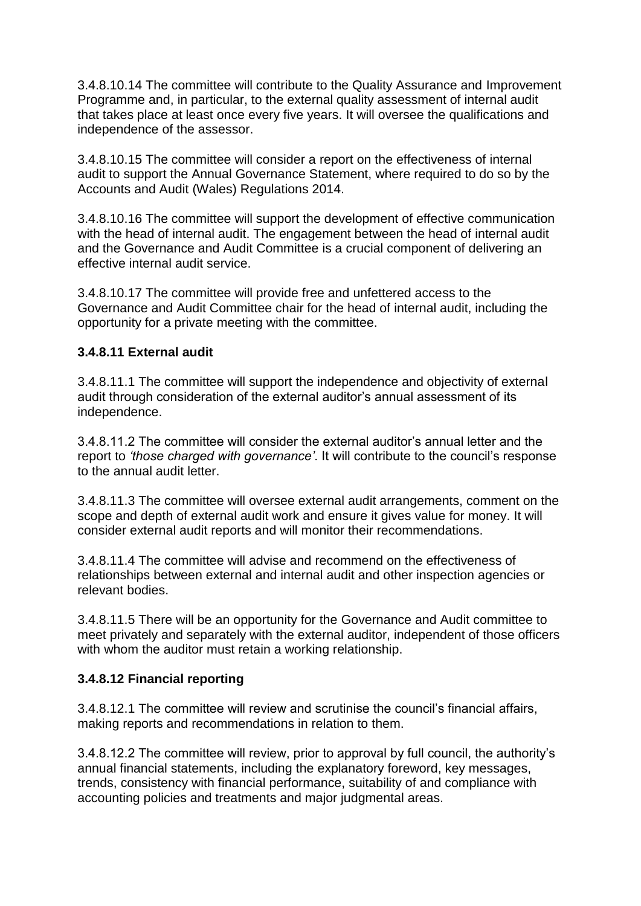3.4.8.10.14 The committee will contribute to the Quality Assurance and Improvement Programme and, in particular, to the external quality assessment of internal audit that takes place at least once every five years. It will oversee the qualifications and independence of the assessor.

3.4.8.10.15 The committee will consider a report on the effectiveness of internal audit to support the Annual Governance Statement, where required to do so by the Accounts and Audit (Wales) Regulations 2014.

3.4.8.10.16 The committee will support the development of effective communication with the head of internal audit. The engagement between the head of internal audit and the Governance and Audit Committee is a crucial component of delivering an effective internal audit service.

3.4.8.10.17 The committee will provide free and unfettered access to the Governance and Audit Committee chair for the head of internal audit, including the opportunity for a private meeting with the committee.

### 3.4.8.11 External audit

3.4.8.11.1 The committee will support the independence and objectivity of external audit through consideration of the external auditor's annual assessment of its independence.

3.4.8.11.2 The committee will consider the external auditor's annual letter and the report to *'those charged with governance'*. It will contribute to the council's response to the annual audit letter.

3.4.8.11.3 The committee will oversee external audit arrangements, comment on the scope and depth of external audit work and ensure it gives value for money. It will consider external audit reports and will monitor their recommendations.

3.4.8.11.4 The committee will advise and recommend on the effectiveness of relationships between external and internal audit and other inspection agencies or relevant bodies.

3.4.8.11.5 There will be an opportunity for the Governance and Audit committee to meet privately and separately with the external auditor, independent of those officers with whom the auditor must retain a working relationship.

### 3.4.8.12 Financial reporting

3.4.8.12.1 The committee will review and scrutinise the council's financial affairs, making reports and recommendations in relation to them.

3.4.8.12.2 The committee will review, prior to approval by full council, the authority's annual financial statements, including the explanatory foreword, key messages, trends, consistency with financial performance, suitability of and compliance with accounting policies and treatments and major judgmental areas.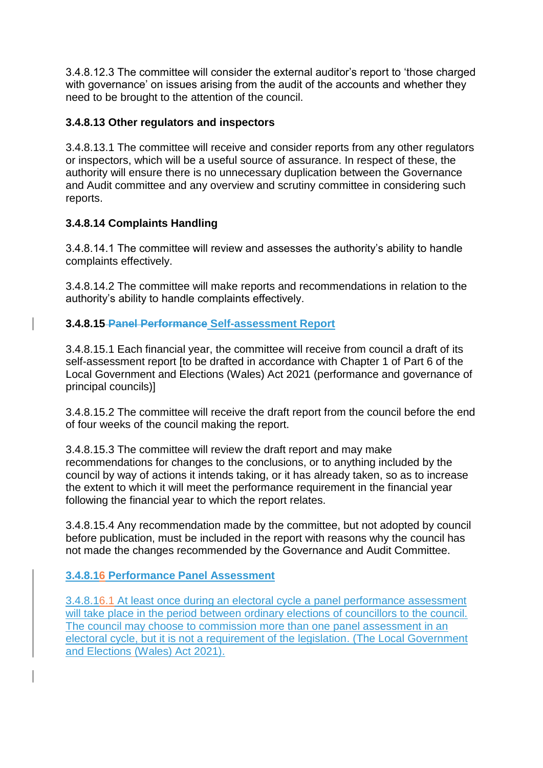3.4.8.12.3 The committee will consider the external auditor's report to 'those charged with governance' on issues arising from the audit of the accounts and whether they need to be brought to the attention of the council.

**3.4.8.13 Other regulators and inspectors**

3.4.8.13.1 The committee will receive and consider reports from any other regulators or inspectors, which will be a useful source of assurance. In respect of these, the authority will ensure there is no unnecessary duplication between the Governance and Audit committee and any overview and scrutiny committee in considering such reports.

**3.4.8.14 Complaints Handling**

3.4.8.14.1 The committee will review and assesses the authority's ability to handle complaints effectively.

3.4.8.14.2 The committee will make reports and recommendations in relation to the authority's ability to handle complaints effectively.

**3.4.8.15 ~~Panel Performance~~ Self-assessment Report**

3.4.8.15.1 Each financial year, the committee will receive from council a draft of its self-assessment report [to be drafted in accordance with Chapter 1 of Part 6 of the Local Government and Elections (Wales) Act 2021 (performance and governance of principal councils)]

3.4.8.15.2 The committee will receive the draft report from the council before the end of four weeks of the council making the report.

3.4.8.15.3 The committee will review the draft report and may make recommendations for changes to the conclusions, or to anything included by the council by way of actions it intends taking, or it has already taken, so as to increase the extent to which it will meet the performance requirement in the financial year following the financial year to which the report relates.

3.4.8.15.4 Any recommendation made by the committee, but not adopted by council before publication, must be included in the report with reasons why the council has not made the changes recommended by the Governance and Audit Committee.

**3.4.8.16 Performance Panel Assessment**

3.4.8.16.1 At least once during an electoral cycle a panel performance assessment will take place in the period between ordinary elections of councillors to the council. The council may choose to commission more than one panel assessment in an electoral cycle, but it is not a requirement of the legislation. (The Local Government and Elections (Wales) Act 2021).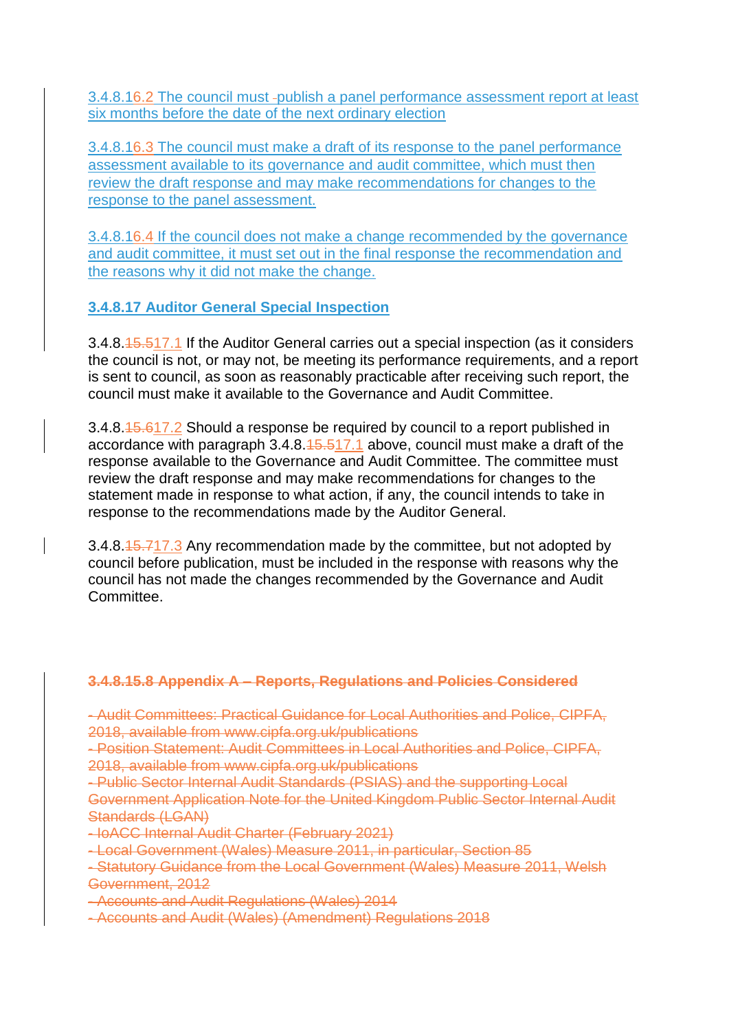3.4.8.16.2 The council must publish a panel performance assessment report at least six months before the date of the next ordinary election

3.4.8.16.3 The council must make a draft of its response to the panel performance assessment available to its governance and audit committee, which must then review the draft response and may make recommendations for changes to the response to the panel assessment.

3.4.8.16.4 If the council does not make a change recommended by the governance and audit committee, it must set out in the final response the recommendation and the reasons why it did not make the change.

**3.4.8.17 Auditor General Special Inspection**

3.4.8.~~15.5~~17.1 If the Auditor General carries out a special inspection (as it considers the council is not, or may not, be meeting its performance requirements, and a report is sent to council, as soon as reasonably practicable after receiving such report, the council must make it available to the Governance and Audit Committee.

3.4.8.~~15.6~~17.2 Should a response be required by council to a report published in accordance with paragraph 3.4.8.~~15.5~~17.1 above, council must make a draft of the response available to the Governance and Audit Committee. The committee must review the draft response and may make recommendations for changes to the statement made in response to what action, if any, the council intends to take in response to the recommendations made by the Auditor General.

3.4.8.~~15.7~~17.3 Any recommendation made by the committee, but not adopted by council before publication, must be included in the response with reasons why the council has not made the changes recommended by the Governance and Audit Committee.

~~**3.4.8.15.8 Appendix A – Reports, Regulations and Policies Considered**~~

~~- Audit Committees: Practical Guidance for Local Authorities and Police, CIPFA, 2018, available from www.cipfa.org.uk/publications~~
~~- Position Statement: Audit Committees in Local Authorities and Police, CIPFA, 2018, available from www.cipfa.org.uk/publications~~
~~- Public Sector Internal Audit Standards (PSIAS) and the supporting Local Government Application Note for the United Kingdom Public Sector Internal Audit Standards (LGAN)~~
~~- IoACC Internal Audit Charter (February 2021)~~
~~- Local Government (Wales) Measure 2011, in particular, Section 85~~
~~- Statutory Guidance from the Local Government (Wales) Measure 2011, Welsh Government, 2012~~
~~- Accounts and Audit Regulations (Wales) 2014~~
~~- Accounts and Audit (Wales) (Amendment) Regulations 2018~~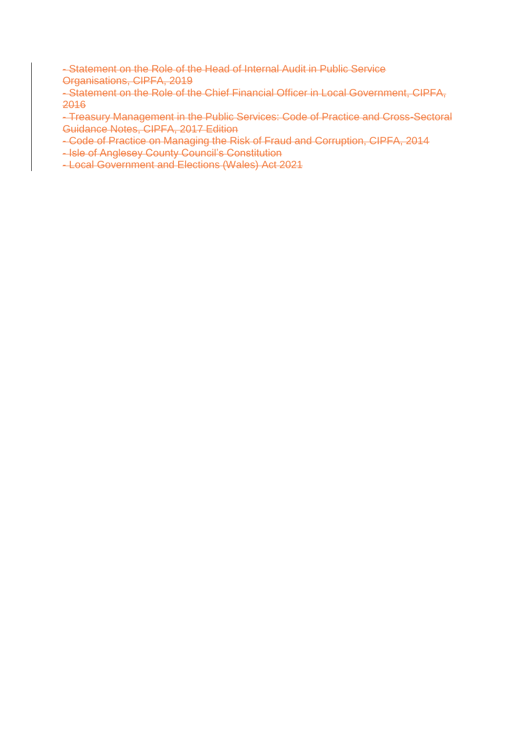~~- Statement on the Role of the Head of Internal Audit in Public Service Organisations, CIPFA, 2019~~
~~- Statement on the Role of the Chief Financial Officer in Local Government, CIPFA, 2016~~
~~- Treasury Management in the Public Services: Code of Practice and Cross-Sectoral Guidance Notes, CIPFA, 2017 Edition~~
~~- Code of Practice on Managing the Risk of Fraud and Corruption, CIPFA, 2014~~
~~- Isle of Anglesey County Council's Constitution~~
~~- Local Government and Elections (Wales) Act 2021~~